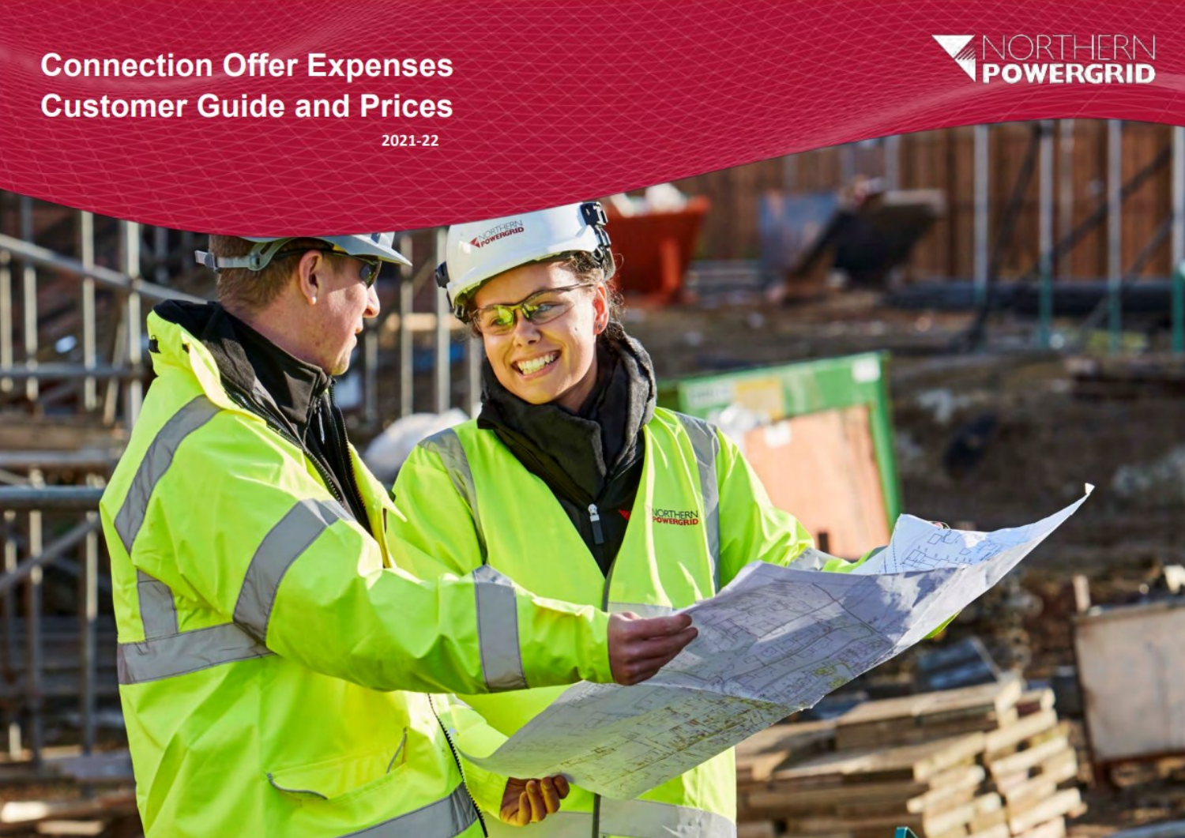# Connection Offer Expenses Customer Guide and Prices

2021-22

NORTHERN POWERGRID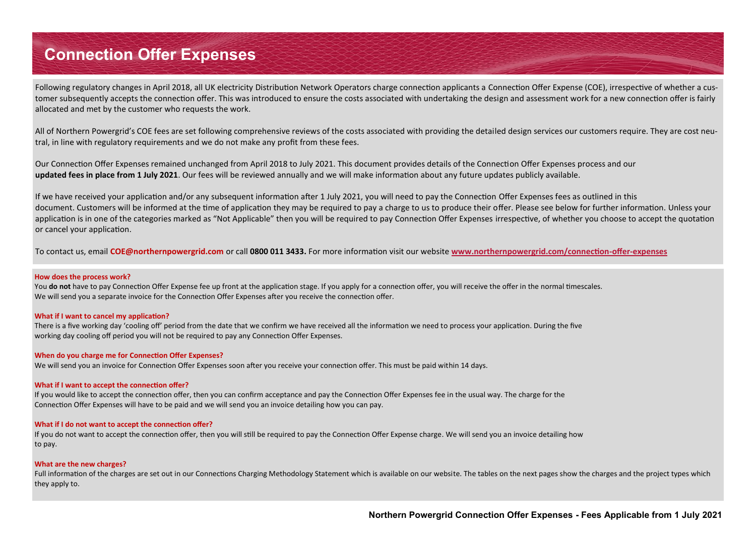# Connection Offer Expenses

Following regulatory changes in April 2018, all UK electricity Distribution Network Operators charge connection applicants a Connection Offer Expense (COE), irrespective of whether a customer subsequently accepts the connection offer. This was introduced to ensure the costs associated with undertaking the design and assessment work for a new connection offer is fairly allocated and met by the customer who requests the work.

All of Northern Powergrid's COE fees are set following comprehensive reviews of the costs associated with providing the detailed design services our customers require. They are cost neutral, in line with regulatory requirements and we do not make any profit from these fees.

Our Connection Offer Expenses remained unchanged from April 2018 to July 2021. This document provides details of the Connection Offer Expenses process and our **updated fees in place from 1 July 2021**. Our fees will be reviewed annually and we will make information about any future updates publicly available.

If we have received your application and/or any subsequent information after 1 July 2021, you will need to pay the Connection Offer Expenses fees as outlined in this document. Customers will be informed at the time of application they may be required to pay a charge to us to produce their offer. Please see below for further information. Unless your application is in one of the categories marked as "Not Applicable" then you will be required to pay Connection Offer Expenses irrespective, of whether you choose to accept the quotation or cancel your application.

To contact us, email **COE@northernpowergrid.com** or call **0800 011 3433.** For more information visit our website **www.northernpowergrid.com/connection-offer-expenses**

**How does the process work?**

You **do not** have to pay Connection Offer Expense fee up front at the application stage. If you apply for a connection offer, you will receive the offer in the normal timescales. We will send you a separate invoice for the Connection Offer Expenses after you receive the connection offer.

**What if I want to cancel my application?**

There is a five working day 'cooling off' period from the date that we confirm we have received all the information we need to process your application. During the five working day cooling off period you will not be required to pay any Connection Offer Expenses.

**When do you charge me for Connection Offer Expenses?**

We will send you an invoice for Connection Offer Expenses soon after you receive your connection offer. This must be paid within 14 days.

**What if I want to accept the connection offer?**

If you would like to accept the connection offer, then you can confirm acceptance and pay the Connection Offer Expenses fee in the usual way. The charge for the Connection Offer Expenses will have to be paid and we will send you an invoice detailing how you can pay.

**What if I do not want to accept the connection offer?**

If you do not want to accept the connection offer, then you will still be required to pay the Connection Offer Expense charge. We will send you an invoice detailing how to pay.

**What are the new charges?**

Full information of the charges are set out in our Connections Charging Methodology Statement which is available on our website. The tables on the next pages show the charges and the project types which they apply to.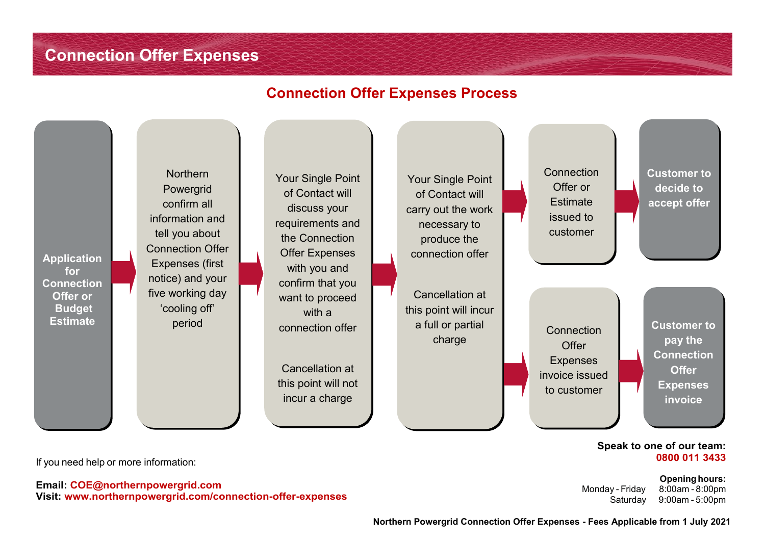# Connection Offer Expenses

## Connection Offer Expenses Process

1. **Application for Connection Offer or Budget Estimate**
2. Northern Powergrid confirm all information and tell you about Connection Offer Expenses (first notice) and your five working day 'cooling off' period
3. Your Single Point of Contact will discuss your requirements and the Connection Offer Expenses with you and confirm that you want to proceed with a connection offer

   Cancellation at this point will not incur a charge
4. Your Single Point of Contact will carry out the work necessary to produce the connection offer

   Cancellation at this point will incur a full or partial charge
5. Then:
   - Connection Offer or Estimate issued to customer → **Customer to decide to accept offer**
   - Connection Offer Expenses invoice issued to customer → **Customer to pay the Connection Offer Expenses invoice**

If you need help or more information:

**Email:** **COE@northernpowergrid.com**
**Visit:** **www.northernpowergrid.com/connection-offer-expenses**

**Speak to one of our team:**
**0800 011 3433**

**Opening hours:**
Monday - Friday 8:00am - 8:00pm
Saturday 9:00am - 5:00pm

**Northern Powergrid Connection Offer Expenses - Fees Applicable from 1 July 2021**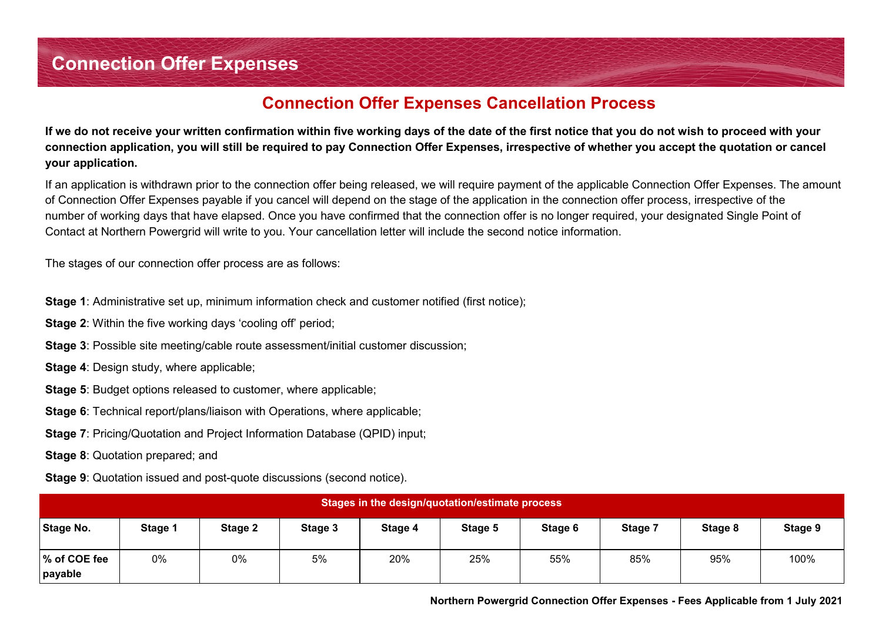# Connection Offer Expenses

## Connection Offer Expenses Cancellation Process

**If we do not receive your written confirmation within five working days of the date of the first notice that you do not wish to proceed with your connection application, you will still be required to pay Connection Offer Expenses, irrespective of whether you accept the quotation or cancel your application.**

If an application is withdrawn prior to the connection offer being released, we will require payment of the applicable Connection Offer Expenses. The amount of Connection Offer Expenses payable if you cancel will depend on the stage of the application in the connection offer process, irrespective of the number of working days that have elapsed. Once you have confirmed that the connection offer is no longer required, your designated Single Point of Contact at Northern Powergrid will write to you. Your cancellation letter will include the second notice information.

The stages of our connection offer process are as follows:

**Stage 1**: Administrative set up, minimum information check and customer notified (first notice);

**Stage 2**: Within the five working days 'cooling off' period;

**Stage 3**: Possible site meeting/cable route assessment/initial customer discussion;

**Stage 4**: Design study, where applicable;

**Stage 5**: Budget options released to customer, where applicable;

**Stage 6**: Technical report/plans/liaison with Operations, where applicable;

**Stage 7**: Pricing/Quotation and Project Information Database (QPID) input;

**Stage 8**: Quotation prepared; and

**Stage 9**: Quotation issued and post-quote discussions (second notice).

| Stages in the design/quotation/estimate process | | | | | | | | | |
|---|---|---|---|---|---|---|---|---|---|
| **Stage No.** | **Stage 1** | **Stage 2** | **Stage 3** | **Stage 4** | **Stage 5** | **Stage 6** | **Stage 7** | **Stage 8** | **Stage 9** |
| **% of COE fee payable** | 0% | 0% | 5% | 20% | 25% | 55% | 85% | 95% | 100% |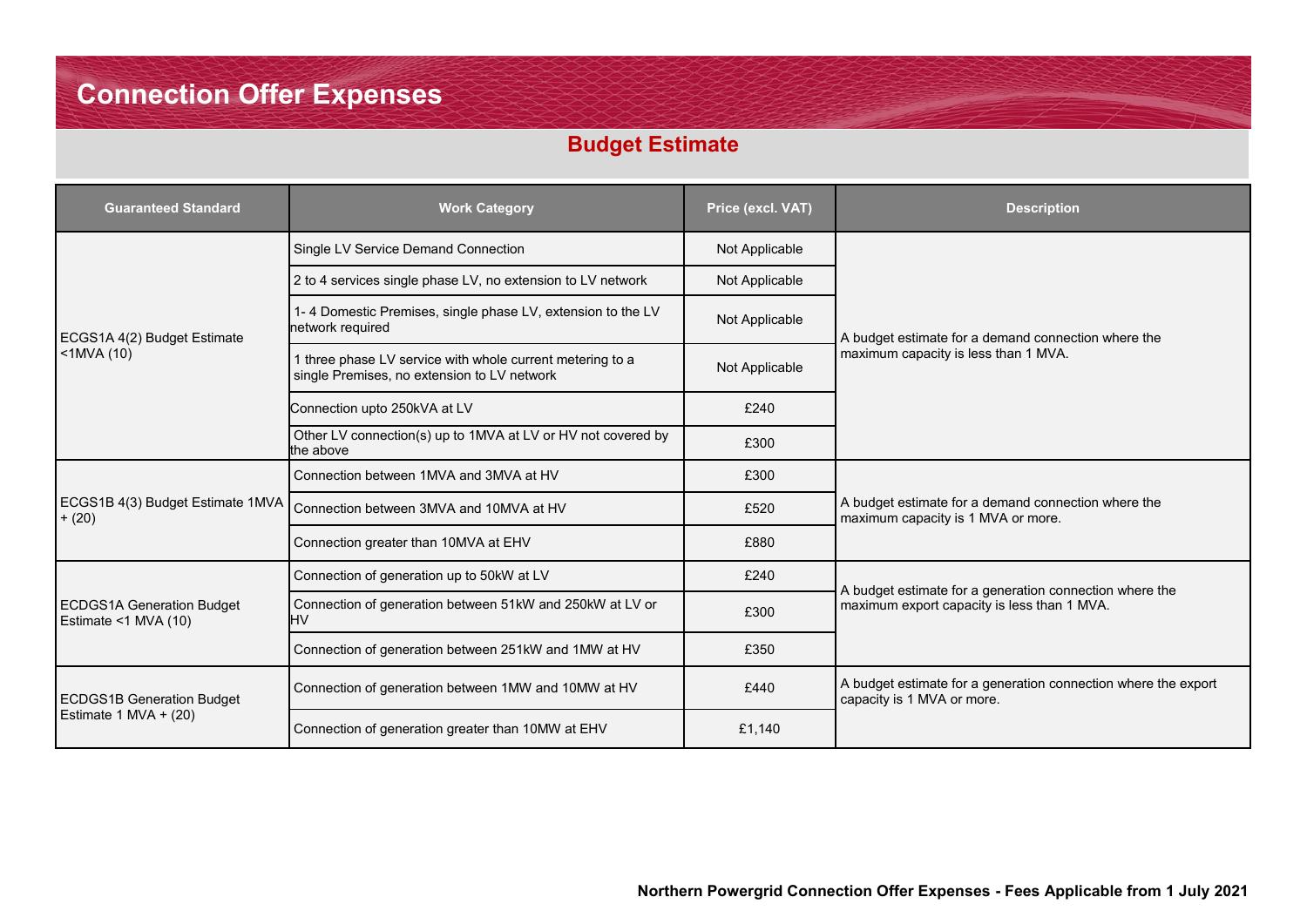# Connection Offer Expenses

## Budget Estimate

| Guaranteed Standard | Work Category | Price (excl. VAT) | Description |
|---|---|---|---|
| ECGS1A 4(2) Budget Estimate <1MVA (10) | Single LV Service Demand Connection | Not Applicable | A budget estimate for a demand connection where the maximum capacity is less than 1 MVA. |
| | 2 to 4 services single phase LV, no extension to LV network | Not Applicable | |
| | 1- 4 Domestic Premises, single phase LV, extension to the LV network required | Not Applicable | |
| | 1 three phase LV service with whole current metering to a single Premises, no extension to LV network | Not Applicable | |
| | Connection upto 250kVA at LV | £240 | |
| | Other LV connection(s) up to 1MVA at LV or HV not covered by the above | £300 | |
| ECGS1B 4(3) Budget Estimate 1MVA + (20) | Connection between 1MVA and 3MVA at HV | £300 | A budget estimate for a demand connection where the maximum capacity is 1 MVA or more. |
| | Connection between 3MVA and 10MVA at HV | £520 | |
| | Connection greater than 10MVA at EHV | £880 | |
| ECDGS1A Generation Budget Estimate <1 MVA (10) | Connection of generation up to 50kW at LV | £240 | A budget estimate for a generation connection where the maximum export capacity is less than 1 MVA. |
| | Connection of generation between 51kW and 250kW at LV or HV | £300 | |
| | Connection of generation between 251kW and 1MW at HV | £350 | |
| ECDGS1B Generation Budget Estimate 1 MVA + (20) | Connection of generation between 1MW and 10MW at HV | £440 | A budget estimate for a generation connection where the export capacity is 1 MVA or more. |
| | Connection of generation greater than 10MW at EHV | £1,140 | |

**Northern Powergrid Connection Offer Expenses - Fees Applicable from 1 July 2021**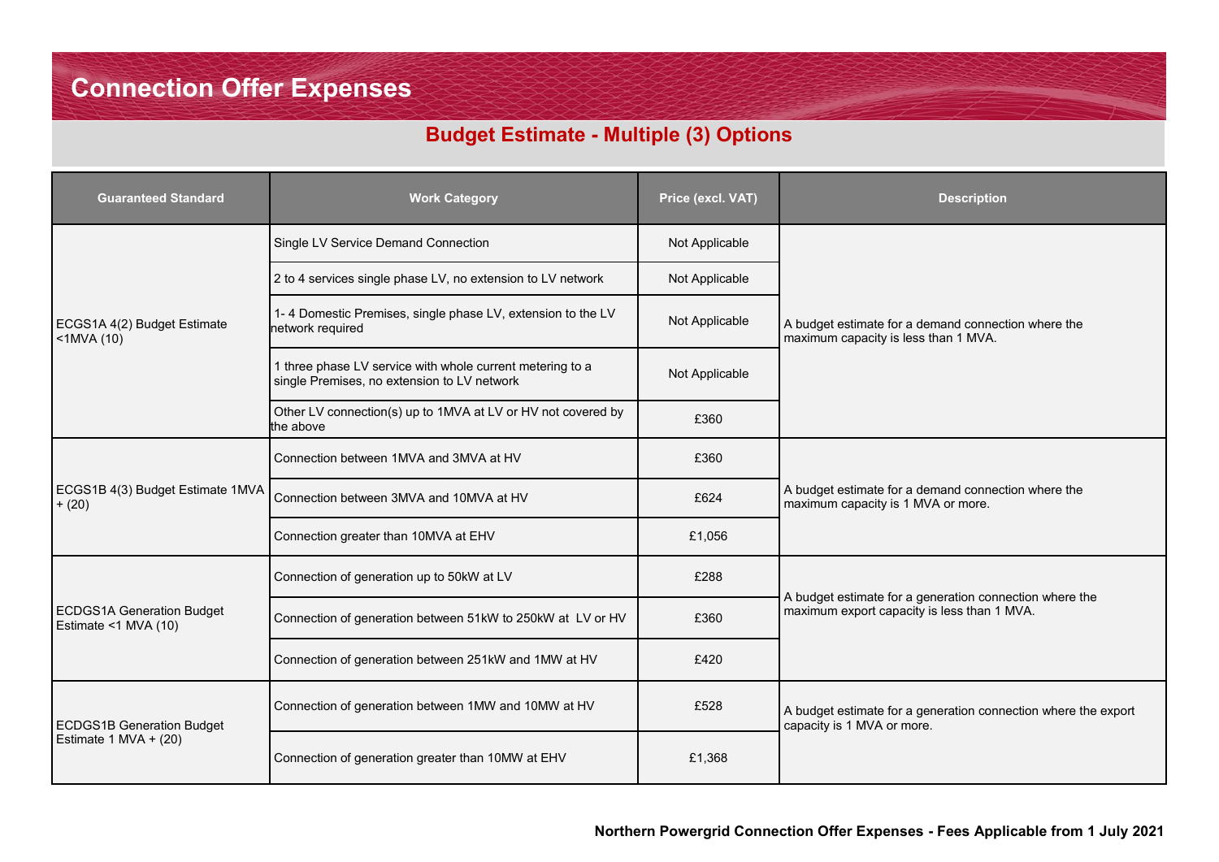# Connection Offer Expenses

## Budget Estimate - Multiple (3) Options

| Guaranteed Standard | Work Category | Price (excl. VAT) | Description |
|---|---|---|---|
| ECGS1A 4(2) Budget Estimate <1MVA (10) | Single LV Service Demand Connection | Not Applicable | A budget estimate for a demand connection where the maximum capacity is less than 1 MVA. |
| | 2 to 4 services single phase LV, no extension to LV network | Not Applicable | |
| | 1- 4 Domestic Premises, single phase LV, extension to the LV network required | Not Applicable | |
| | 1 three phase LV service with whole current metering to a single Premises, no extension to LV network | Not Applicable | |
| | Other LV connection(s) up to 1MVA at LV or HV not covered by the above | £360 | |
| ECGS1B 4(3) Budget Estimate 1MVA + (20) | Connection between 1MVA and 3MVA at HV | £360 | A budget estimate for a demand connection where the maximum capacity is 1 MVA or more. |
| | Connection between 3MVA and 10MVA at HV | £624 | |
| | Connection greater than 10MVA at EHV | £1,056 | |
| ECDGS1A Generation Budget Estimate <1 MVA (10) | Connection of generation up to 50kW at LV | £288 | A budget estimate for a generation connection where the maximum export capacity is less than 1 MVA. |
| | Connection of generation between 51kW to 250kW at LV or HV | £360 | |
| | Connection of generation between 251kW and 1MW at HV | £420 | |
| ECDGS1B Generation Budget Estimate 1 MVA + (20) | Connection of generation between 1MW and 10MW at HV | £528 | A budget estimate for a generation connection where the export capacity is 1 MVA or more. |
| | Connection of generation greater than 10MW at EHV | £1,368 | |

**Northern Powergrid Connection Offer Expenses - Fees Applicable from 1 July 2021**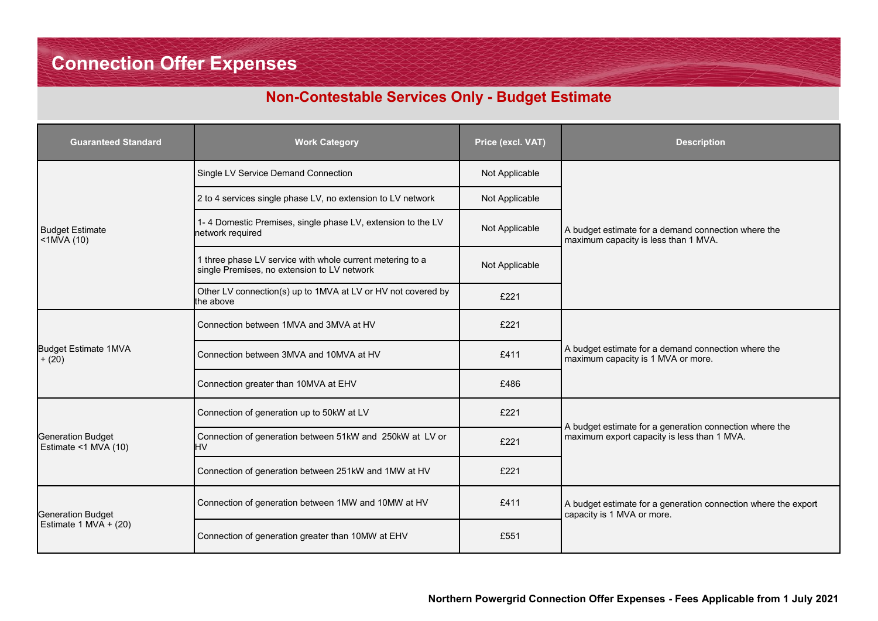# Connection Offer Expenses

## Non-Contestable Services Only - Budget Estimate

| Guaranteed Standard | Work Category | Price (excl. VAT) | Description |
|---|---|---|---|
| Budget Estimate <1MVA (10) | Single LV Service Demand Connection | Not Applicable | A budget estimate for a demand connection where the maximum capacity is less than 1 MVA. |
| | 2 to 4 services single phase LV, no extension to LV network | Not Applicable | |
| | 1- 4 Domestic Premises, single phase LV, extension to the LV network required | Not Applicable | |
| | 1 three phase LV service with whole current metering to a single Premises, no extension to LV network | Not Applicable | |
| | Other LV connection(s) up to 1MVA at LV or HV not covered by the above | £221 | |
| Budget Estimate 1MVA + (20) | Connection between 1MVA and 3MVA at HV | £221 | A budget estimate for a demand connection where the maximum capacity is 1 MVA or more. |
| | Connection between 3MVA and 10MVA at HV | £411 | |
| | Connection greater than 10MVA at EHV | £486 | |
| Generation Budget Estimate <1 MVA (10) | Connection of generation up to 50kW at LV | £221 | A budget estimate for a generation connection where the maximum export capacity is less than 1 MVA. |
| | Connection of generation between 51kW and 250kW at LV or HV | £221 | |
| | Connection of generation between 251kW and 1MW at HV | £221 | |
| Generation Budget Estimate 1 MVA + (20) | Connection of generation between 1MW and 10MW at HV | £411 | A budget estimate for a generation connection where the export capacity is 1 MVA or more. |
| | Connection of generation greater than 10MW at EHV | £551 | |

**Northern Powergrid Connection Offer Expenses - Fees Applicable from 1 July 2021**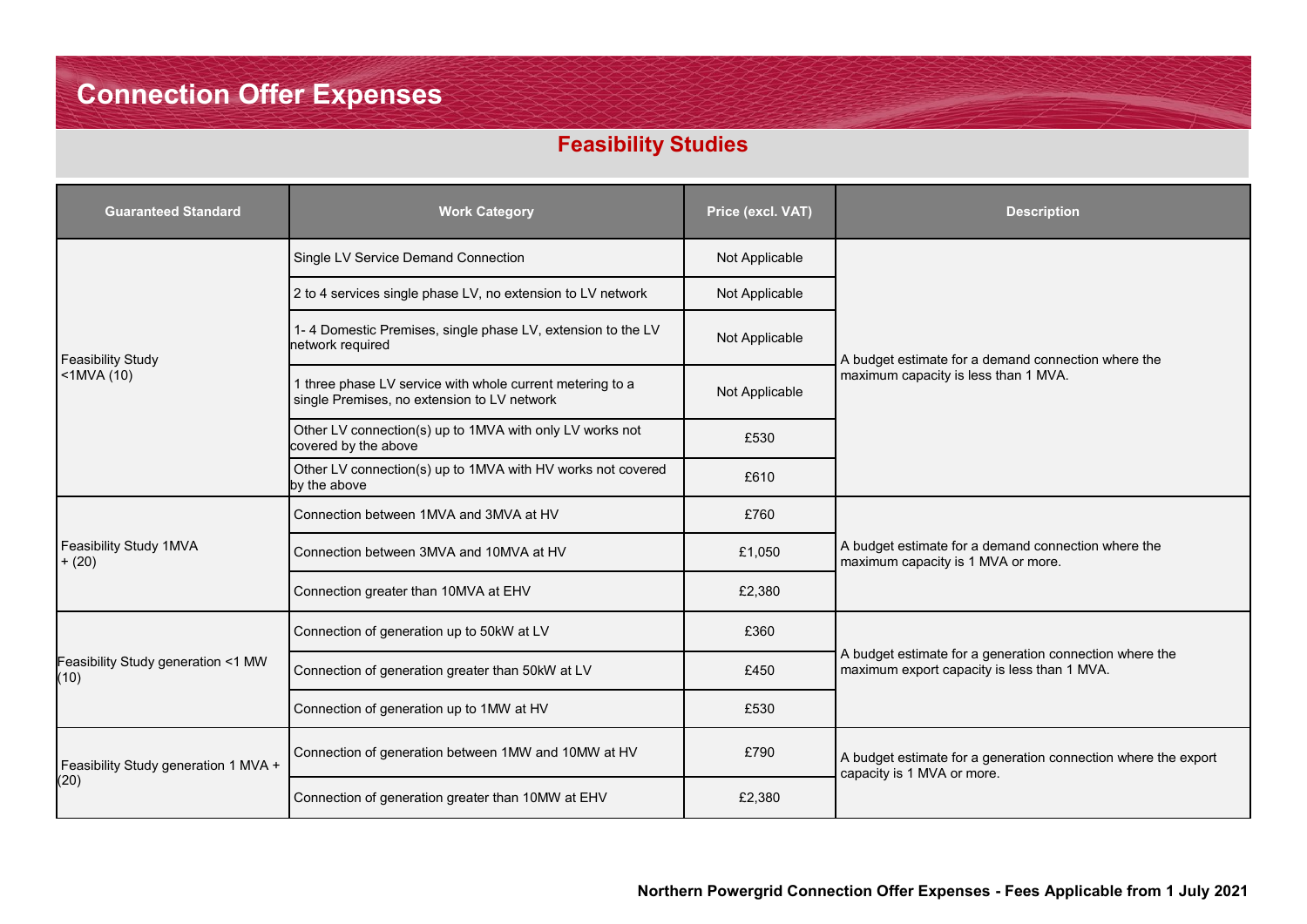# Connection Offer Expenses

## Feasibility Studies

| Guaranteed Standard | Work Category | Price (excl. VAT) | Description |
|---|---|---|---|
| Feasibility Study <1MVA (10) | Single LV Service Demand Connection | Not Applicable | A budget estimate for a demand connection where the maximum capacity is less than 1 MVA. |
| | 2 to 4 services single phase LV, no extension to LV network | Not Applicable | |
| | 1- 4 Domestic Premises, single phase LV, extension to the LV network required | Not Applicable | |
| | 1 three phase LV service with whole current metering to a single Premises, no extension to LV network | Not Applicable | |
| | Other LV connection(s) up to 1MVA with only LV works not covered by the above | £530 | |
| | Other LV connection(s) up to 1MVA with HV works not covered by the above | £610 | |
| Feasibility Study 1MVA + (20) | Connection between 1MVA and 3MVA at HV | £760 | A budget estimate for a demand connection where the maximum capacity is 1 MVA or more. |
| | Connection between 3MVA and 10MVA at HV | £1,050 | |
| | Connection greater than 10MVA at EHV | £2,380 | |
| Feasibility Study generation <1 MW (10) | Connection of generation up to 50kW at LV | £360 | A budget estimate for a generation connection where the maximum export capacity is less than 1 MVA. |
| | Connection of generation greater than 50kW at LV | £450 | |
| | Connection of generation up to 1MW at HV | £530 | |
| Feasibility Study generation 1 MVA + (20) | Connection of generation between 1MW and 10MW at HV | £790 | A budget estimate for a generation connection where the export capacity is 1 MVA or more. |
| | Connection of generation greater than 10MW at EHV | £2,380 | |

**Northern Powergrid Connection Offer Expenses - Fees Applicable from 1 July 2021**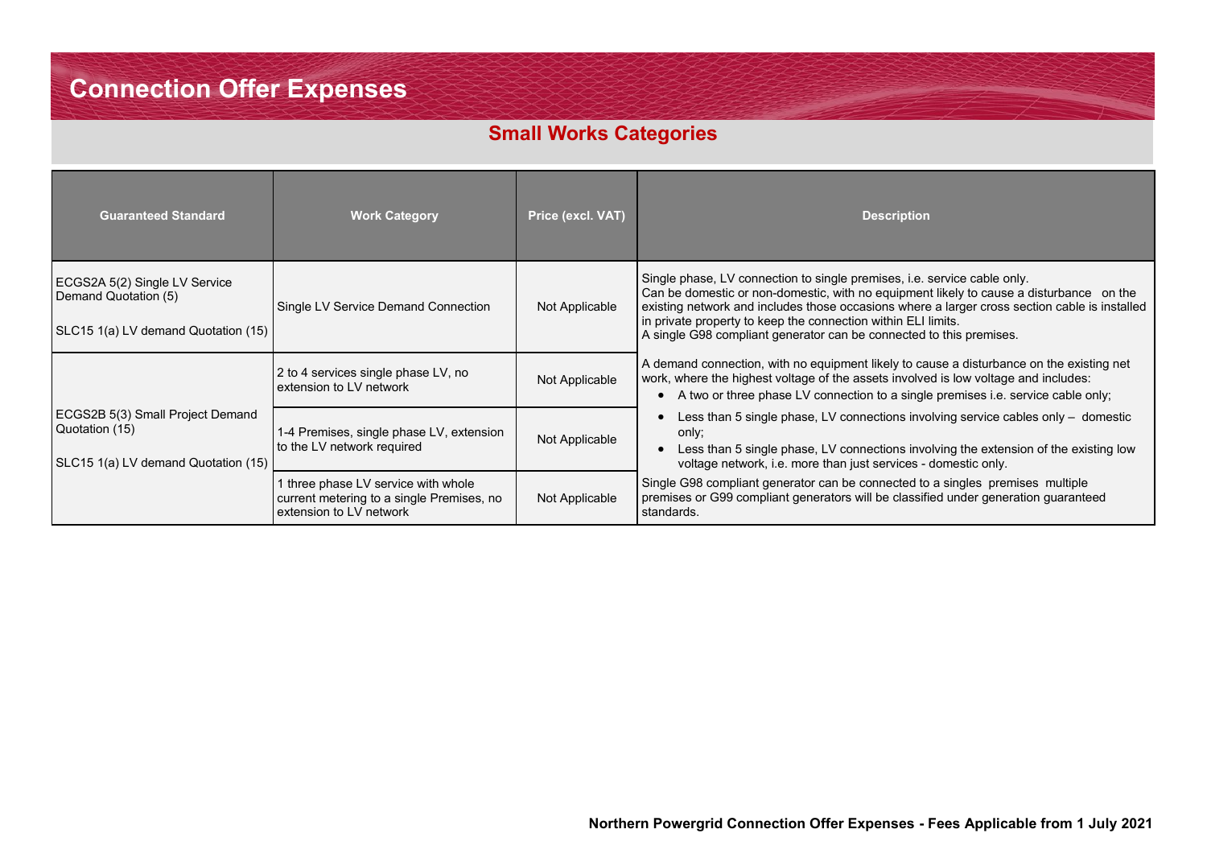# Connection Offer Expenses

## Small Works Categories

| Guaranteed Standard | Work Category | Price (excl. VAT) | Description |
|---|---|---|---|
| ECGS2A 5(2) Single LV Service Demand Quotation (5)<br><br>SLC15 1(a) LV demand Quotation (15) | Single LV Service Demand Connection | Not Applicable | Single phase, LV connection to single premises, i.e. service cable only.<br>Can be domestic or non-domestic, with no equipment likely to cause a disturbance on the existing network and includes those occasions where a larger cross section cable is installed in private property to keep the connection within ELI limits.<br>A single G98 compliant generator can be connected to this premises. |
| ECGS2B 5(3) Small Project Demand Quotation (15)<br><br>SLC15 1(a) LV demand Quotation (15) | 2 to 4 services single phase LV, no extension to LV network | Not Applicable | A demand connection, with no equipment likely to cause a disturbance on the existing net work, where the highest voltage of the assets involved is low voltage and includes:<br>• A two or three phase LV connection to a single premises i.e. service cable only;<br>• Less than 5 single phase, LV connections involving service cables only – domestic only;<br>• Less than 5 single phase, LV connections involving the extension of the existing low voltage network, i.e. more than just services - domestic only.<br>Single G98 compliant generator can be connected to a singles premises multiple premises or G99 compliant generators will be classified under generation guaranteed standards. |
| | 1-4 Premises, single phase LV, extension to the LV network required | Not Applicable | |
| | 1 three phase LV service with whole current metering to a single Premises, no extension to LV network | Not Applicable | |

**Northern Powergrid Connection Offer Expenses - Fees Applicable from 1 July 2021**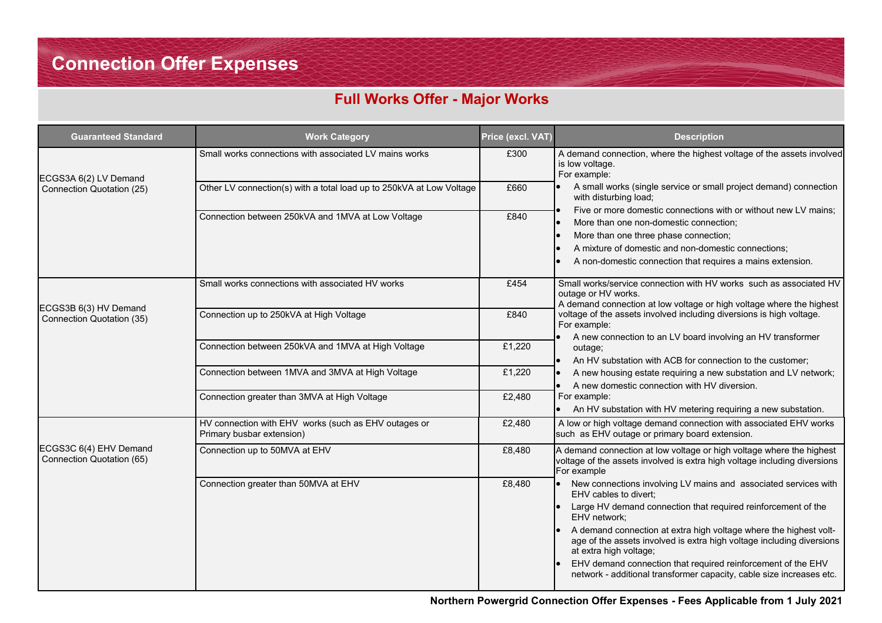# Connection Offer Expenses

## Full Works Offer - Major Works

| Guaranteed Standard | Work Category | Price (excl. VAT) | Description |
|---|---|---|---|
| ECGS3A 6(2) LV Demand Connection Quotation (25) | Small works connections with associated LV mains works | £300 | A demand connection, where the highest voltage of the assets involved is low voltage.<br>For example:<br>• A small works (single service or small project demand) connection with disturbing load;<br>• Five or more domestic connections with or without new LV mains;<br>• More than one non-domestic connection;<br>• More than one three phase connection;<br>• A mixture of domestic and non-domestic connections;<br>• A non-domestic connection that requires a mains extension. |
| | Other LV connection(s) with a total load up to 250kVA at Low Voltage | £660 | |
| | Connection between 250kVA and 1MVA at Low Voltage | £840 | |
| ECGS3B 6(3) HV Demand Connection Quotation (35) | Small works connections with associated HV works | £454 | Small works/service connection with HV works such as associated HV outage or HV works.<br>A demand connection at low voltage or high voltage where the highest voltage of the assets involved including diversions is high voltage.<br>For example:<br>• A new connection to an LV board involving an HV transformer outage;<br>• An HV substation with ACB for connection to the customer;<br>• A new housing estate requiring a new substation and LV network;<br>• A new domestic connection with HV diversion.<br>For example:<br>• An HV substation with HV metering requiring a new substation. |
| | Connection up to 250kVA at High Voltage | £840 | |
| | Connection between 250kVA and 1MVA at High Voltage | £1,220 | |
| | Connection between 1MVA and 3MVA at High Voltage | £1,220 | |
| | Connection greater than 3MVA at High Voltage | £2,480 | |
| ECGS3C 6(4) EHV Demand Connection Quotation (65) | HV connection with EHV works (such as EHV outages or Primary busbar extension) | £2,480 | A low or high voltage demand connection with associated EHV works such as EHV outage or primary board extension. |
| | Connection up to 50MVA at EHV | £8,480 | A demand connection at low voltage or high voltage where the highest voltage of the assets involved is extra high voltage including diversions<br>For example<br>• New connections involving LV mains and associated services with EHV cables to divert;<br>• Large HV demand connection that required reinforcement of the EHV network;<br>• A demand connection at extra high voltage where the highest voltage of the assets involved is extra high voltage including diversions at extra high voltage;<br>• EHV demand connection that required reinforcement of the EHV network - additional transformer capacity, cable size increases etc. |
| | Connection greater than 50MVA at EHV | £8,480 | |

**Northern Powergrid Connection Offer Expenses - Fees Applicable from 1 July 2021**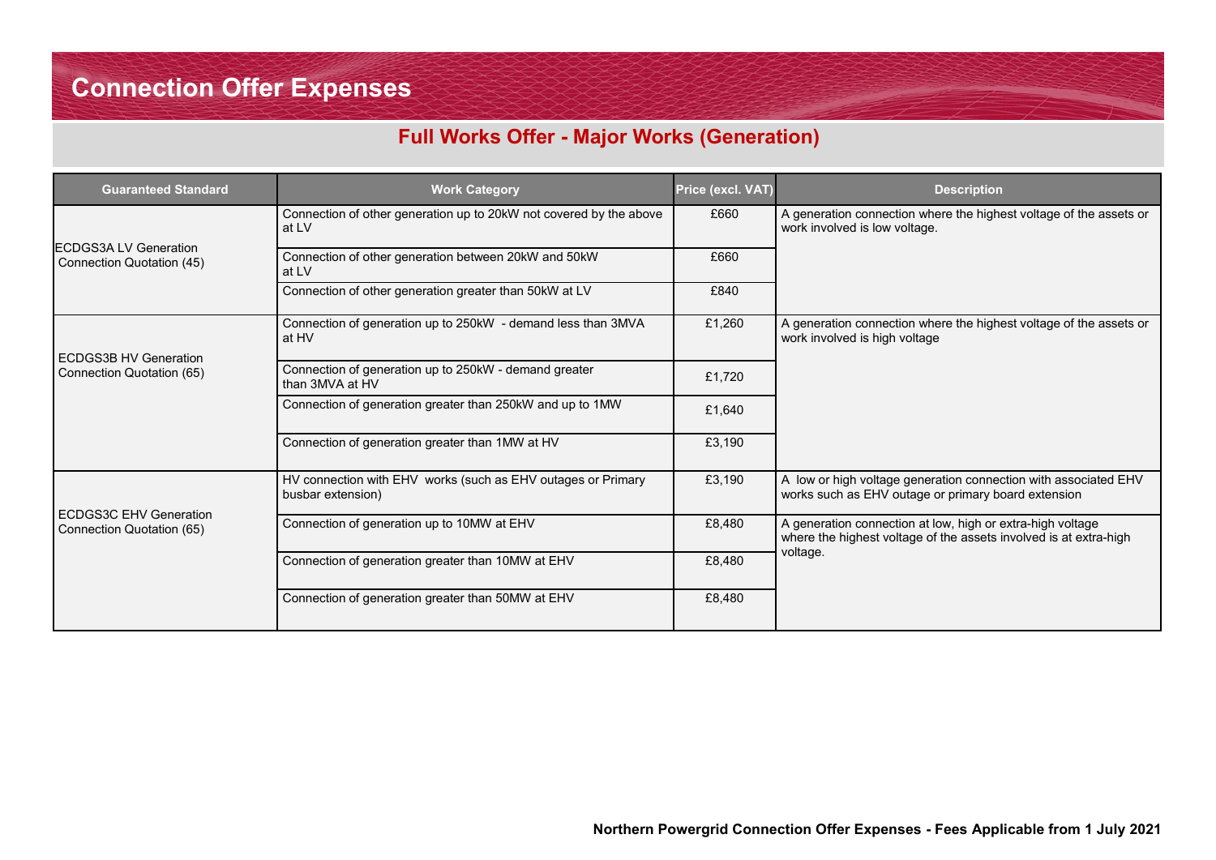# Connection Offer Expenses

## Full Works Offer - Major Works (Generation)

| Guaranteed Standard | Work Category | Price (excl. VAT) | Description |
|---|---|---|---|
| ECDGS3A LV Generation Connection Quotation (45) | Connection of other generation up to 20kW not covered by the above at LV | £660 | A generation connection where the highest voltage of the assets or work involved is low voltage. |
| | Connection of other generation between 20kW and 50kW at LV | £660 | |
| | Connection of other generation greater than 50kW at LV | £840 | |
| ECDGS3B HV Generation Connection Quotation (65) | Connection of generation up to 250kW - demand less than 3MVA at HV | £1,260 | A generation connection where the highest voltage of the assets or work involved is high voltage |
| | Connection of generation up to 250kW - demand greater than 3MVA at HV | £1,720 | |
| | Connection of generation greater than 250kW and up to 1MW | £1,640 | |
| | Connection of generation greater than 1MW at HV | £3,190 | |
| ECDGS3C EHV Generation Connection Quotation (65) | HV connection with EHV works (such as EHV outages or Primary busbar extension) | £3,190 | A low or high voltage generation connection with associated EHV works such as EHV outage or primary board extension |
| | Connection of generation up to 10MW at EHV | £8,480 | A generation connection at low, high or extra-high voltage where the highest voltage of the assets involved is at extra-high voltage. |
| | Connection of generation greater than 10MW at EHV | £8,480 | |
| | Connection of generation greater than 50MW at EHV | £8,480 | |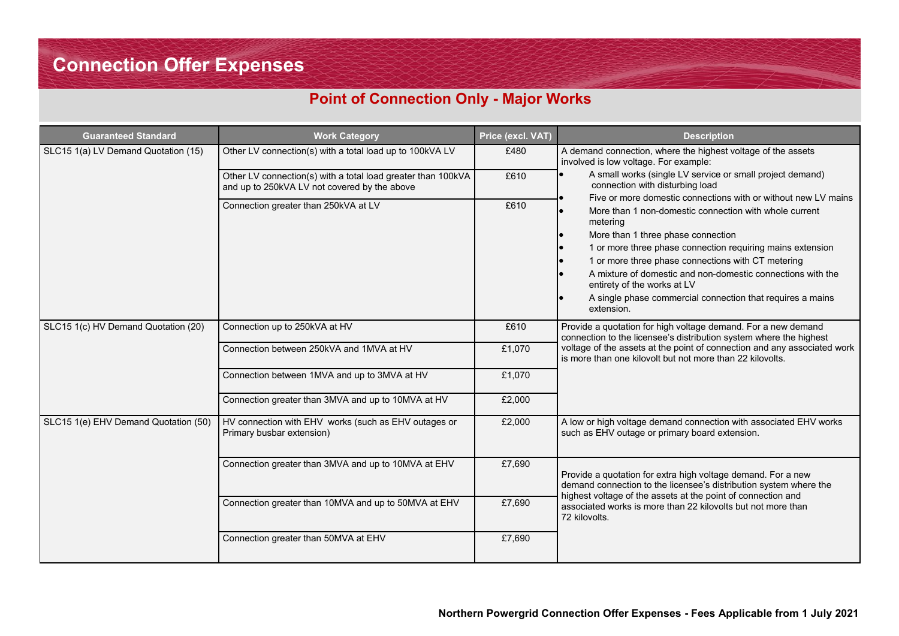# Connection Offer Expenses

## Point of Connection Only - Major Works

| Guaranteed Standard | Work Category | Price (excl. VAT) | Description |
|---|---|---|---|
| SLC15 1(a) LV Demand Quotation (15) | Other LV connection(s) with a total load up to 100kVA LV | £480 | A demand connection, where the highest voltage of the assets involved is low voltage. For example: <br>• A small works (single LV service or small project demand) connection with disturbing load <br>• Five or more domestic connections with or without new LV mains <br>• More than 1 non-domestic connection with whole current metering <br>• More than 1 three phase connection <br>• 1 or more three phase connection requiring mains extension <br>• 1 or more three phase connections with CT metering <br>• A mixture of domestic and non-domestic connections with the entirety of the works at LV <br>• A single phase commercial connection that requires a mains extension. |
| | Other LV connection(s) with a total load greater than 100kVA and up to 250kVA LV not covered by the above | £610 | |
| | Connection greater than 250kVA at LV | £610 | |
| SLC15 1(c) HV Demand Quotation (20) | Connection up to 250kVA at HV | £610 | Provide a quotation for high voltage demand. For a new demand connection to the licensee's distribution system where the highest voltage of the assets at the point of connection and any associated work is more than one kilovolt but not more than 22 kilovolts. |
| | Connection between 250kVA and 1MVA at HV | £1,070 | |
| | Connection between 1MVA and up to 3MVA at HV | £1,070 | |
| | Connection greater than 3MVA and up to 10MVA at HV | £2,000 | |
| SLC15 1(e) EHV Demand Quotation (50) | HV connection with EHV works (such as EHV outages or Primary busbar extension) | £2,000 | A low or high voltage demand connection with associated EHV works such as EHV outage or primary board extension. |
| | Connection greater than 3MVA and up to 10MVA at EHV | £7,690 | Provide a quotation for extra high voltage demand. For a new demand connection to the licensee's distribution system where the highest voltage of the assets at the point of connection and associated works is more than 22 kilovolts but not more than 72 kilovolts. |
| | Connection greater than 10MVA and up to 50MVA at EHV | £7,690 | |
| | Connection greater than 50MVA at EHV | £7,690 | |

**Northern Powergrid Connection Offer Expenses - Fees Applicable from 1 July 2021**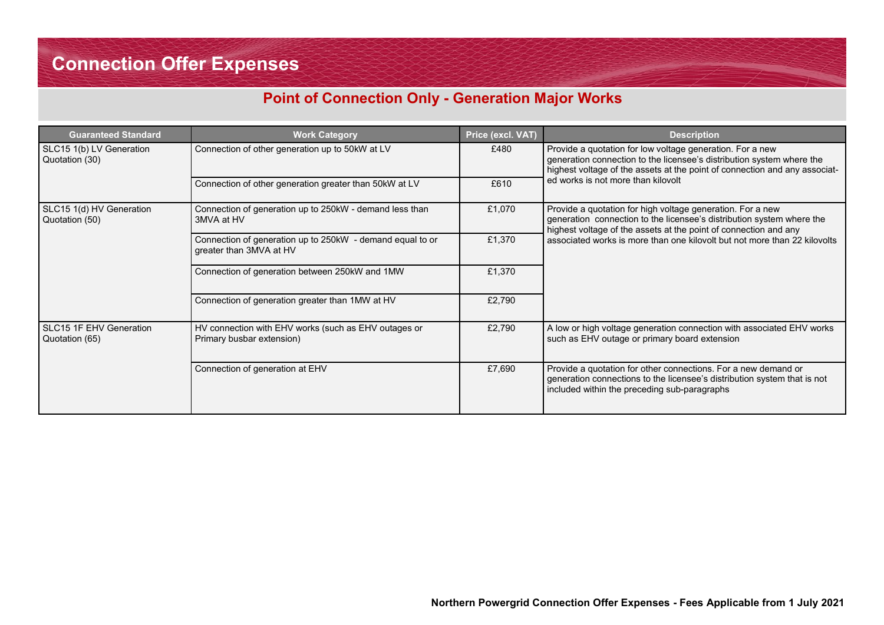# Connection Offer Expenses

## Point of Connection Only - Generation Major Works

| Guaranteed Standard | Work Category | Price (excl. VAT) | Description |
|---|---|---|---|
| SLC15 1(b) LV Generation Quotation (30) | Connection of other generation up to 50kW at LV | £480 | Provide a quotation for low voltage generation. For a new generation connection to the licensee's distribution system where the highest voltage of the assets at the point of connection and any associated works is not more than kilovolt |
| | Connection of other generation greater than 50kW at LV | £610 | |
| SLC15 1(d) HV Generation Quotation (50) | Connection of generation up to 250kW - demand less than 3MVA at HV | £1,070 | Provide a quotation for high voltage generation. For a new generation connection to the licensee's distribution system where the highest voltage of the assets at the point of connection and any associated works is more than one kilovolt but not more than 22 kilovolts |
| | Connection of generation up to 250kW - demand equal to or greater than 3MVA at HV | £1,370 | |
| | Connection of generation between 250kW and 1MW | £1,370 | |
| | Connection of generation greater than 1MW at HV | £2,790 | |
| SLC15 1F EHV Generation Quotation (65) | HV connection with EHV works (such as EHV outages or Primary busbar extension) | £2,790 | A low or high voltage generation connection with associated EHV works such as EHV outage or primary board extension |
| | Connection of generation at EHV | £7,690 | Provide a quotation for other connections. For a new demand or generation connections to the licensee's distribution system that is not included within the preceding sub-paragraphs |

**Northern Powergrid Connection Offer Expenses - Fees Applicable from 1 July 2021**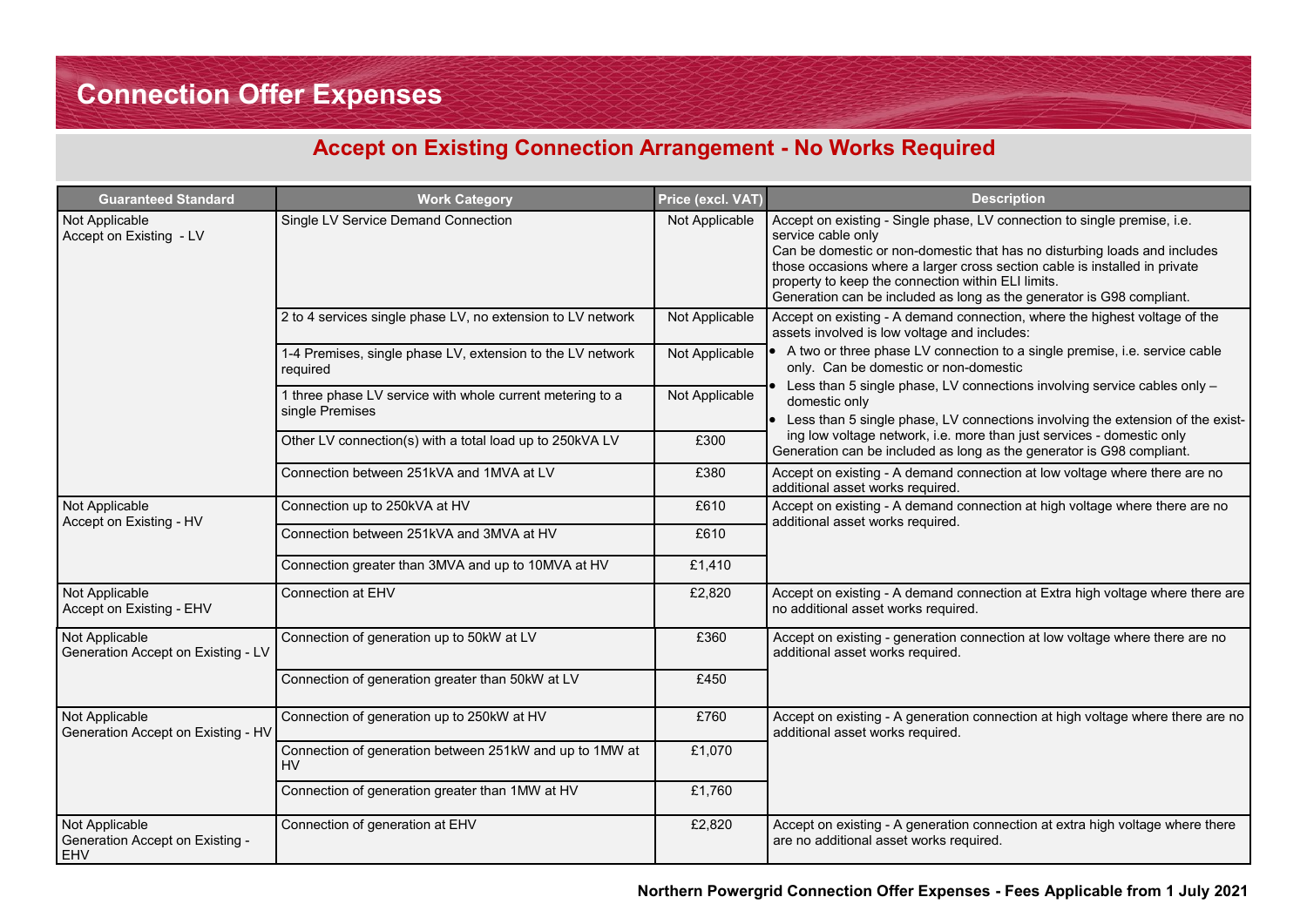# Connection Offer Expenses

## Accept on Existing Connection Arrangement - No Works Required

| Guaranteed Standard | Work Category | Price (excl. VAT) | Description |
|---|---|---|---|
| Not Applicable<br>Accept on Existing - LV | Single LV Service Demand Connection | Not Applicable | Accept on existing - Single phase, LV connection to single premise, i.e. service cable only<br>Can be domestic or non-domestic that has no disturbing loads and includes those occasions where a larger cross section cable is installed in private property to keep the connection within ELI limits.<br>Generation can be included as long as the generator is G98 compliant. |
| | 2 to 4 services single phase LV, no extension to LV network | Not Applicable | Accept on existing - A demand connection, where the highest voltage of the assets involved is low voltage and includes:<br>• A two or three phase LV connection to a single premise, i.e. service cable only. Can be domestic or non-domestic<br>• Less than 5 single phase, LV connections involving service cables only – domestic only<br>• Less than 5 single phase, LV connections involving the extension of the existing low voltage network, i.e. more than just services - domestic only<br>Generation can be included as long as the generator is G98 compliant. |
| | 1-4 Premises, single phase LV, extension to the LV network required | Not Applicable | |
| | 1 three phase LV service with whole current metering to a single Premises | Not Applicable | |
| | Other LV connection(s) with a total load up to 250kVA LV | £300 | |
| | Connection between 251kVA and 1MVA at LV | £380 | Accept on existing - A demand connection at low voltage where there are no additional asset works required. |
| Not Applicable<br>Accept on Existing - HV | Connection up to 250kVA at HV | £610 | Accept on existing - A demand connection at high voltage where there are no additional asset works required. |
| | Connection between 251kVA and 3MVA at HV | £610 | |
| | Connection greater than 3MVA and up to 10MVA at HV | £1,410 | |
| Not Applicable<br>Accept on Existing - EHV | Connection at EHV | £2,820 | Accept on existing - A demand connection at Extra high voltage where there are no additional asset works required. |
| Not Applicable<br>Generation Accept on Existing - LV | Connection of generation up to 50kW at LV | £360 | Accept on existing - generation connection at low voltage where there are no additional asset works required. |
| | Connection of generation greater than 50kW at LV | £450 | |
| Not Applicable<br>Generation Accept on Existing - HV | Connection of generation up to 250kW at HV | £760 | Accept on existing - A generation connection at high voltage where there are no additional asset works required. |
| | Connection of generation between 251kW and up to 1MW at HV | £1,070 | |
| | Connection of generation greater than 1MW at HV | £1,760 | |
| Not Applicable<br>Generation Accept on Existing - EHV | Connection of generation at EHV | £2,820 | Accept on existing - A generation connection at extra high voltage where there are no additional asset works required. |

**Northern Powergrid Connection Offer Expenses - Fees Applicable from 1 July 2021**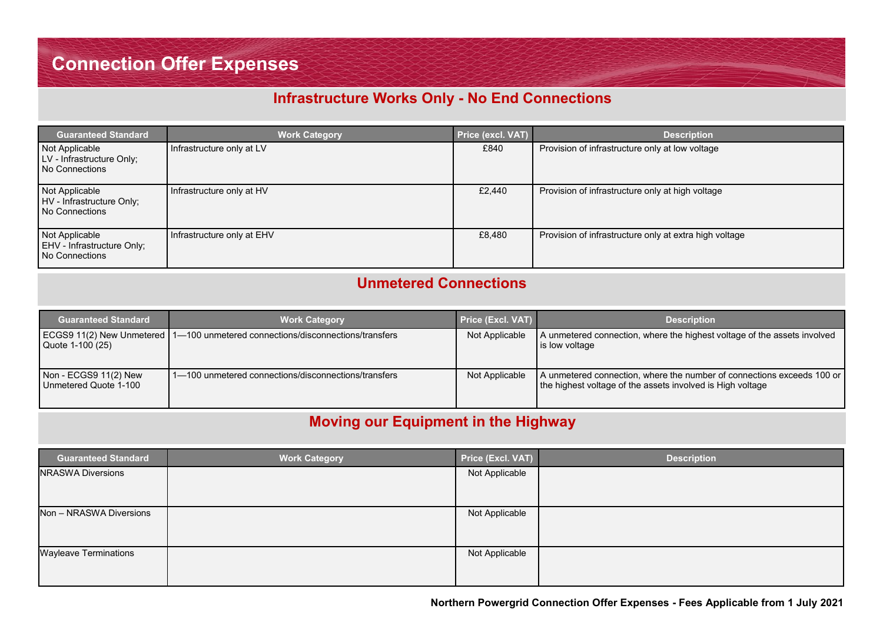# Connection Offer Expenses

## Infrastructure Works Only - No End Connections

| Guaranteed Standard | Work Category | Price (excl. VAT) | Description |
|---|---|---|---|
| Not Applicable<br>LV - Infrastructure Only;<br>No Connections | Infrastructure only at LV | £840 | Provision of infrastructure only at low voltage |
| Not Applicable<br>HV - Infrastructure Only;<br>No Connections | Infrastructure only at HV | £2,440 | Provision of infrastructure only at high voltage |
| Not Applicable<br>EHV - Infrastructure Only;<br>No Connections | Infrastructure only at EHV | £8,480 | Provision of infrastructure only at extra high voltage |

## Unmetered Connections

| Guaranteed Standard | Work Category | Price (Excl. VAT) | Description |
|---|---|---|---|
| ECGS9 11(2) New Unmetered Quote 1-100 (25) | 1—100 unmetered connections/disconnections/transfers | Not Applicable | A unmetered connection, where the highest voltage of the assets involved is low voltage |
| Non - ECGS9 11(2) New Unmetered Quote 1-100 | 1—100 unmetered connections/disconnections/transfers | Not Applicable | A unmetered connection, where the number of connections exceeds 100 or the highest voltage of the assets involved is High voltage |

## Moving our Equipment in the Highway

| Guaranteed Standard | Work Category | Price (Excl. VAT) | Description |
|---|---|---|---|
| NRASWA Diversions | | Not Applicable | |
| Non – NRASWA Diversions | | Not Applicable | |
| Wayleave Terminations | | Not Applicable | |

**Northern Powergrid Connection Offer Expenses - Fees Applicable from 1 July 2021**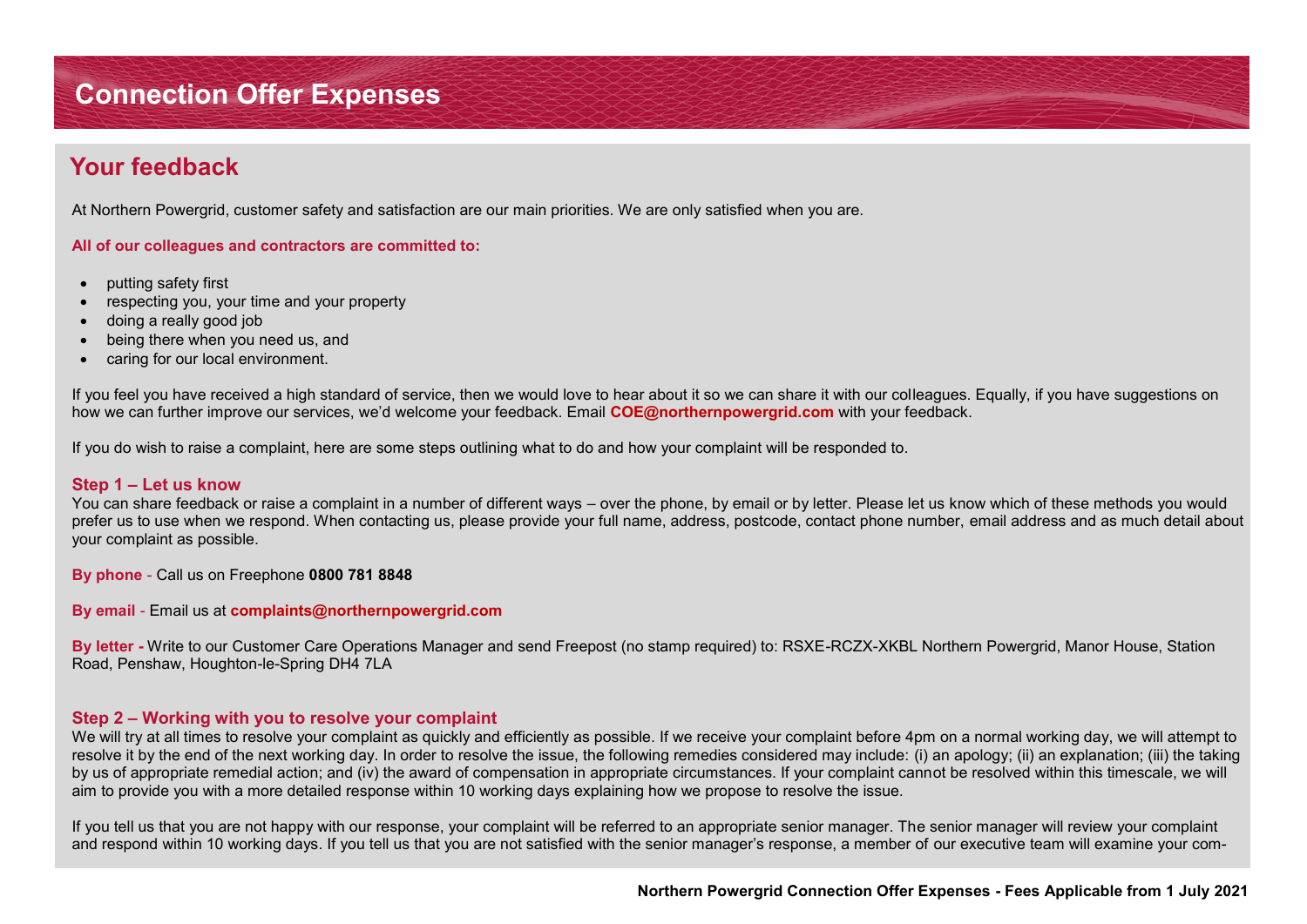# Connection Offer Expenses

## Your feedback

At Northern Powergrid, customer safety and satisfaction are our main priorities. We are only satisfied when you are.

**All of our colleagues and contractors are committed to:**

- putting safety first
- respecting you, your time and your property
- doing a really good job
- being there when you need us, and
- caring for our local environment.

If you feel you have received a high standard of service, then we would love to hear about it so we can share it with our colleagues. Equally, if you have suggestions on how we can further improve our services, we'd welcome your feedback. Email **COE@northernpowergrid.com** with your feedback.

If you do wish to raise a complaint, here are some steps outlining what to do and how your complaint will be responded to.

### Step 1 – Let us know

You can share feedback or raise a complaint in a number of different ways – over the phone, by email or by letter. Please let us know which of these methods you would prefer us to use when we respond. When contacting us, please provide your full name, address, postcode, contact phone number, email address and as much detail about your complaint as possible.

**By phone** - Call us on Freephone **0800 781 8848**

**By email** - Email us at **complaints@northernpowergrid.com**

**By letter -** Write to our Customer Care Operations Manager and send Freepost (no stamp required) to: RSXE-RCZX-XKBL Northern Powergrid, Manor House, Station Road, Penshaw, Houghton-le-Spring DH4 7LA

### Step 2 – Working with you to resolve your complaint

We will try at all times to resolve your complaint as quickly and efficiently as possible. If we receive your complaint before 4pm on a normal working day, we will attempt to resolve it by the end of the next working day. In order to resolve the issue, the following remedies considered may include: (i) an apology; (ii) an explanation; (iii) the taking by us of appropriate remedial action; and (iv) the award of compensation in appropriate circumstances. If your complaint cannot be resolved within this timescale, we will aim to provide you with a more detailed response within 10 working days explaining how we propose to resolve the issue.

If you tell us that you are not happy with our response, your complaint will be referred to an appropriate senior manager. The senior manager will review your complaint and respond within 10 working days. If you tell us that you are not satisfied with the senior manager's response, a member of our executive team will examine your com-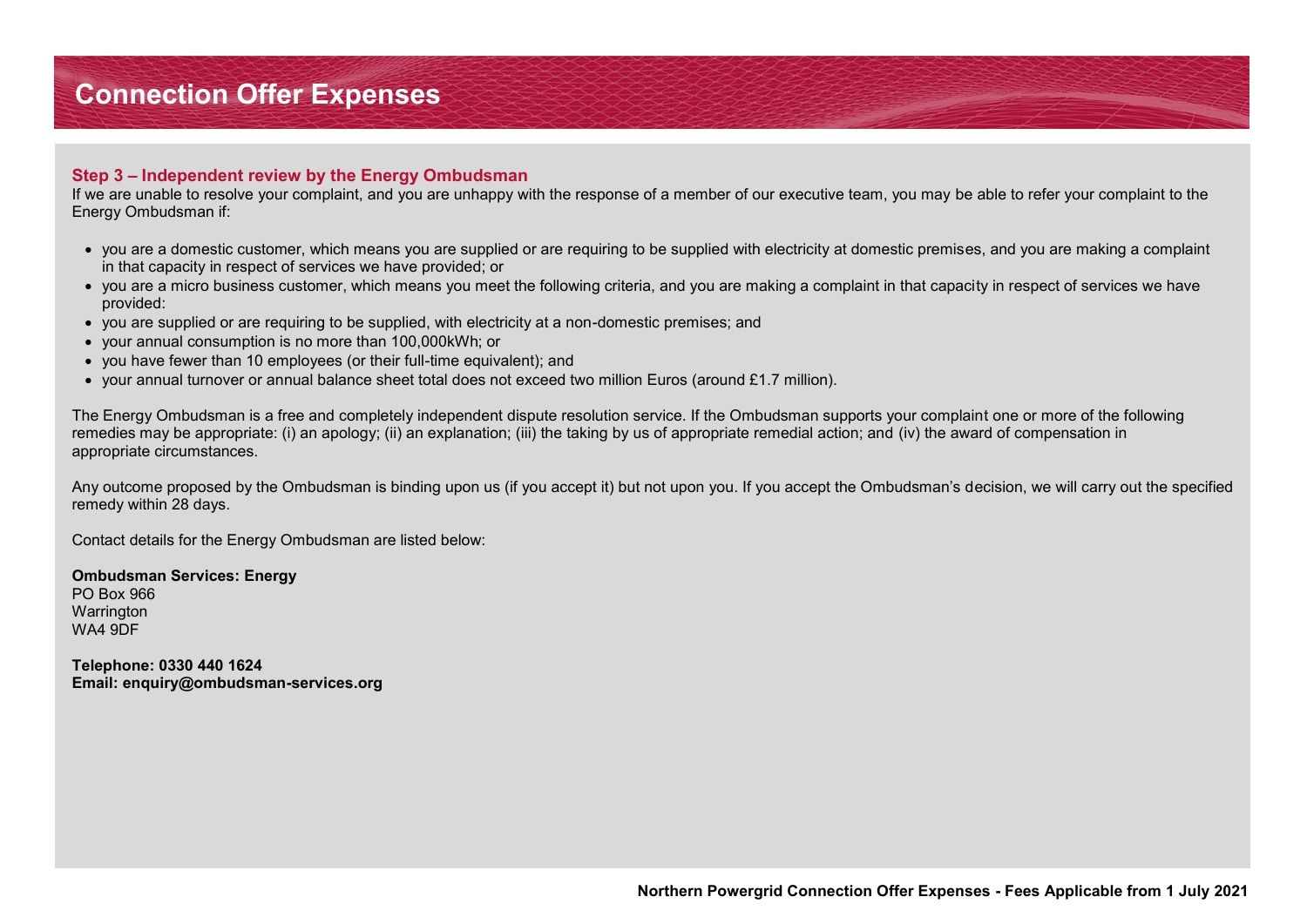# Connection Offer Expenses

### Step 3 – Independent review by the Energy Ombudsman

If we are unable to resolve your complaint, and you are unhappy with the response of a member of our executive team, you may be able to refer your complaint to the Energy Ombudsman if:

- you are a domestic customer, which means you are supplied or are requiring to be supplied with electricity at domestic premises, and you are making a complaint in that capacity in respect of services we have provided; or
- you are a micro business customer, which means you meet the following criteria, and you are making a complaint in that capacity in respect of services we have provided:
- you are supplied or are requiring to be supplied, with electricity at a non-domestic premises; and
- your annual consumption is no more than 100,000kWh; or
- you have fewer than 10 employees (or their full-time equivalent); and
- your annual turnover or annual balance sheet total does not exceed two million Euros (around £1.7 million).

The Energy Ombudsman is a free and completely independent dispute resolution service. If the Ombudsman supports your complaint one or more of the following remedies may be appropriate: (i) an apology; (ii) an explanation; (iii) the taking by us of appropriate remedial action; and (iv) the award of compensation in appropriate circumstances.

Any outcome proposed by the Ombudsman is binding upon us (if you accept it) but not upon you. If you accept the Ombudsman's decision, we will carry out the specified remedy within 28 days.

Contact details for the Energy Ombudsman are listed below:

**Ombudsman Services: Energy**
PO Box 966
Warrington
WA4 9DF

**Telephone: 0330 440 1624**
**Email: enquiry@ombudsman-services.org**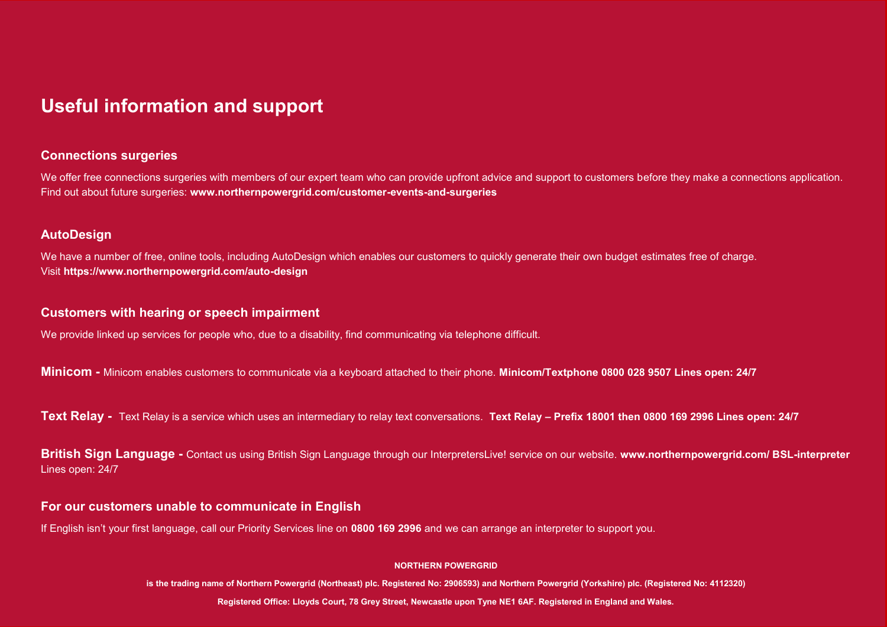# Useful information and support

## Connections surgeries

We offer free connections surgeries with members of our expert team who can provide upfront advice and support to customers before they make a connections application. Find out about future surgeries: **www.northernpowergrid.com/customer-events-and-surgeries**

## AutoDesign

We have a number of free, online tools, including AutoDesign which enables our customers to quickly generate their own budget estimates free of charge.
Visit **https://www.northernpowergrid.com/auto-design**

## Customers with hearing or speech impairment

We provide linked up services for people who, due to a disability, find communicating via telephone difficult.

**Minicom -** Minicom enables customers to communicate via a keyboard attached to their phone. **Minicom/Textphone 0800 028 9507 Lines open: 24/7**

**Text Relay -** Text Relay is a service which uses an intermediary to relay text conversations. **Text Relay – Prefix 18001 then 0800 169 2996 Lines open: 24/7**

**British Sign Language -** Contact us using British Sign Language through our InterpretersLive! service on our website. **www.northernpowergrid.com/ BSL-interpreter** Lines open: 24/7

## For our customers unable to communicate in English

If English isn't your first language, call our Priority Services line on **0800 169 2996** and we can arrange an interpreter to support you.

**NORTHERN POWERGRID**

**is the trading name of Northern Powergrid (Northeast) plc. Registered No: 2906593) and Northern Powergrid (Yorkshire) plc. (Registered No: 4112320)**

**Registered Office: Lloyds Court, 78 Grey Street, Newcastle upon Tyne NE1 6AF. Registered in England and Wales.**